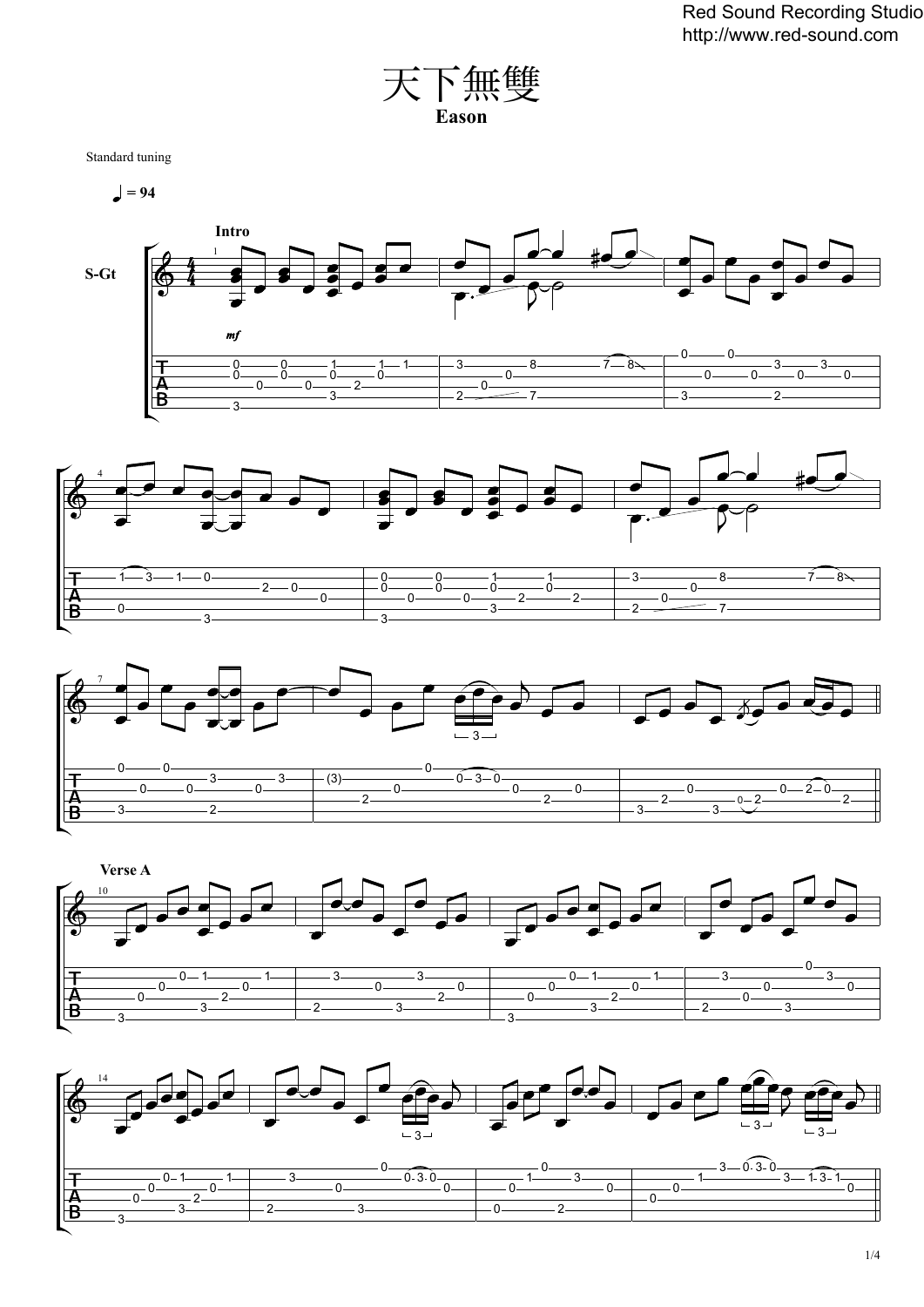# 天下無雙

**Eason**

Standard tuning

♩ = 94

**Intro**

S-Gt

*mf*

**Verse A**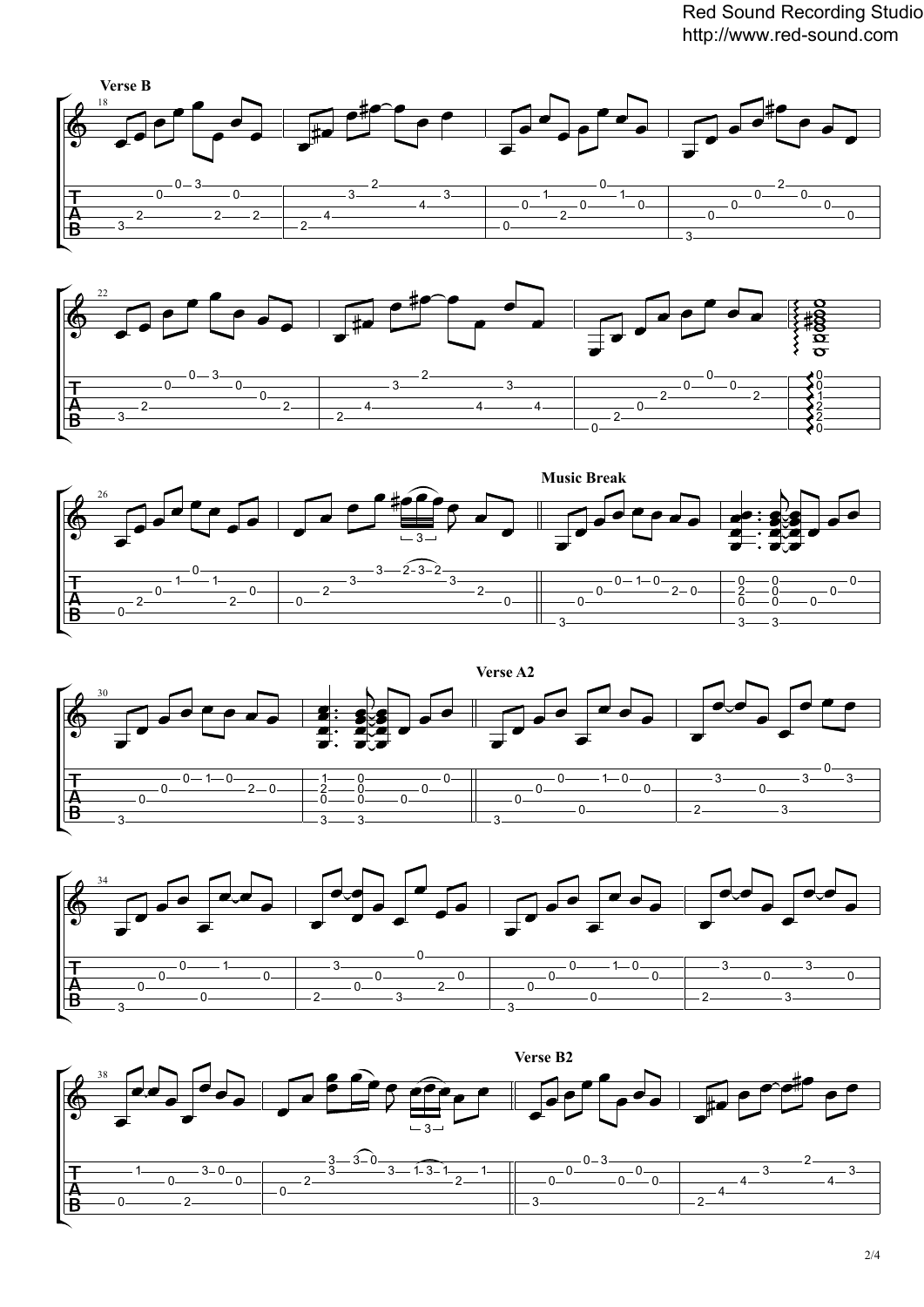Red Sound Recording Studio
http://www.red-sound.com

**Verse B**

**Music Break**

**Verse A2**

**Verse B2**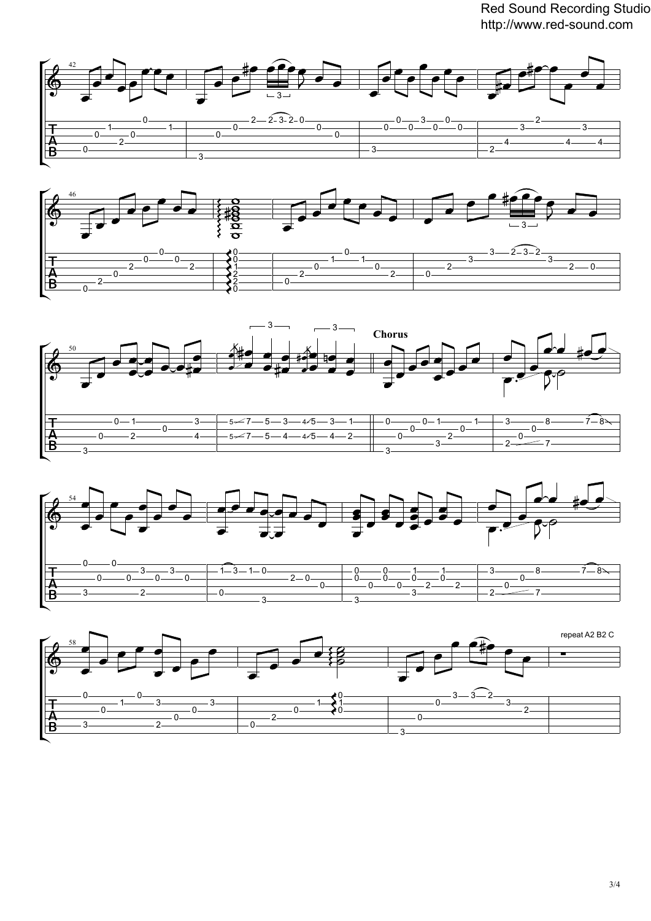**Chorus**

repeat A2 B2 C